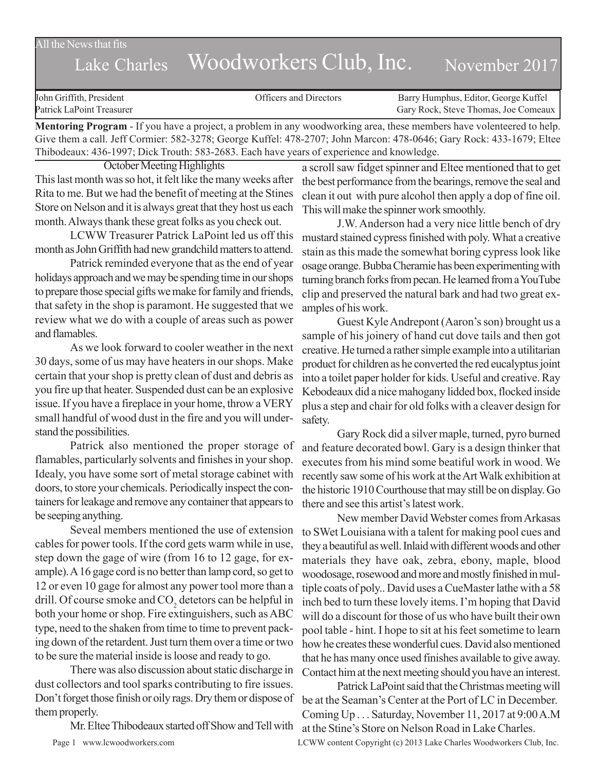All the News that fits

# Lake Charles Woodworkers Club, Inc. November 2017

John Griffith, President
Patrick LaPoint Treasurer

Officers and Directors

Barry Humphus, Editor, George Kuffel
Gary Rock, Steve Thomas, Joe Comeaux

**Mentoring Program** - If you have a project, a problem in any woodworking area, these members have volenteered to help. Give them a call. Jeff Cormier: 582-3278; George Kuffel: 478-2707; John Marcon: 478-0646; Gary Rock: 433-1679; Eltee Thibodeaux: 436-1997; Dick Trouth: 583-2683. Each have years of experience and knowledge.

## October Meeting Highlights

This last month was so hot, it felt like the many weeks after Rita to me. But we had the benefit of meeting at the Stines Store on Nelson and it is always great that they host us each month. Always thank these great folks as you check out.

LCWW Treasurer Patrick LaPoint led us off this month as John Griffith had new grandchild matters to attend.

Patrick reminded everyone that as the end of year holidays approach and we may be spending time in our shops to prepare those special gifts we make for family and friends, that safety in the shop is paramont. He suggested that we review what we do with a couple of areas such as power and flamables.

As we look forward to cooler weather in the next 30 days, some of us may have heaters in our shops. Make certain that your shop is pretty clean of dust and debris as you fire up that heater. Suspended dust can be an explosive issue. If you have a fireplace in your home, throw a VERY small handful of wood dust in the fire and you will understand the possibilities.

Patrick also mentioned the proper storage of flamables, particularly solvents and finishes in your shop. Idealy, you have some sort of metal storage cabinet with doors, to store your chemicals. Periodically inspect the containers for leakage and remove any container that appears to be seeping anything.

Seveal members mentioned the use of extension cables for power tools. If the cord gets warm while in use, step down the gage of wire (from 16 to 12 gage, for example). A 16 gage cord is no better than lamp cord, so get to 12 or even 10 gage for almost any power tool more than a drill. Of course smoke and $CO_2$ detetors can be helpful in both your home or shop. Fire extinguishers, such as ABC type, need to the shaken from time to time to prevent packing down of the retardent. Just turn them over a time or two to be sure the material inside is loose and ready to go.

There was also discussion about static discharge in dust collectors and tool sparks contributing to fire issues. Don't forget those finish or oily rags. Dry them or dispose of them properly.

Mr. Eltee Thibodeaux started off Show and Tell with a scroll saw fidget spinner and Eltee mentioned that to get the best performance from the bearings, remove the seal and clean it out with pure alcohol then apply a dop of fine oil. This will make the spinner work smoothly.

J.W. Anderson had a very nice little bench of dry mustard stained cypress finished with poly. What a creative stain as this made the somewhat boring cypress look like osage orange. Bubba Cheramie has been experimenting with turning branch forks from pecan. He learned from a YouTube clip and preserved the natural bark and had two great examples of his work.

Guest Kyle Andrepont (Aaron's son) brought us a sample of his joinery of hand cut dove tails and then got creative. He turned a rather simple example into a utilitarian product for children as he converted the red eucalyptus joint into a toilet paper holder for kids. Useful and creative. Ray Kebodeaux did a nice mahogany lidded box, flocked inside plus a step and chair for old folks with a cleaver design for safety.

Gary Rock did a silver maple, turned, pyro burned and feature decorated bowl. Gary is a design thinker that executes from his mind some beatiful work in wood. We recently saw some of his work at the Art Walk exhibition at the historic 1910 Courthouse that may still be on display. Go there and see this artist's latest work.

New member David Webster comes from Arkasas to SWet Louisiana with a talent for making pool cues and they a beautiful as well. Inlaid with different woods and other materials they have oak, zebra, ebony, maple, blood woodosage, rosewood and more and mostly finished in multiple coats of poly.. David uses a CueMaster lathe with a 58 inch bed to turn these lovely items. I'm hoping that David will do a discount for those of us who have built their own pool table - hint. I hope to sit at his feet sometime to learn how he creates these wonderful cues. David also mentioned that he has many once used finishes available to give away. Contact him at the next meeting should you have an interest.

Patrick LaPoint said that the Christmas meeting will be at the Seaman's Center at the Port of LC in December. Coming Up . . . Saturday, November 11, 2017 at 9:00 A.M at the Stine's Store on Nelson Road in Lake Charles.

Page 1 www.lcwoodworkers.com LCWW content Copyright (c) 2013 Lake Charles Woodworkers Club, Inc.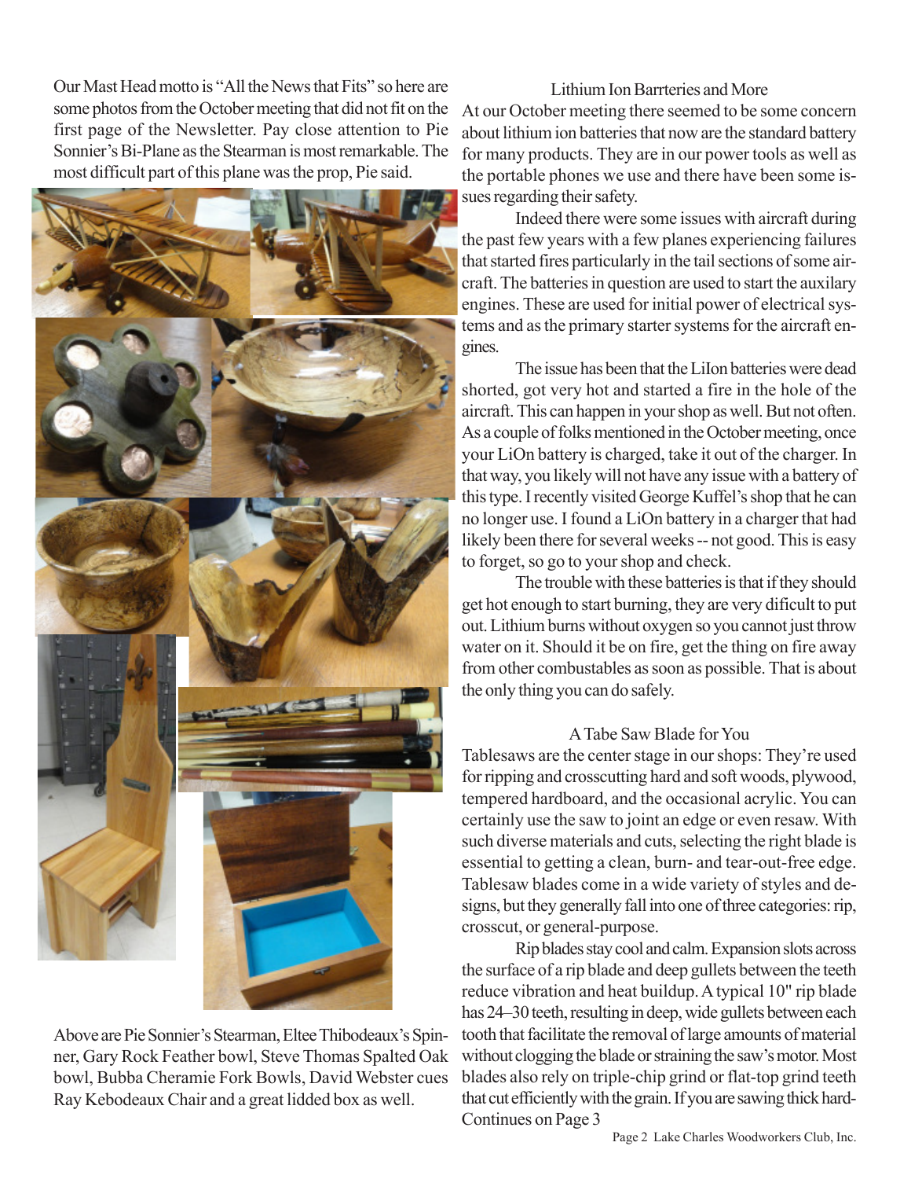Our Mast Head motto is "All the News that Fits" so here are some photos from the October meeting that did not fit on the first page of the Newsletter. Pay close attention to Pie Sonnier's Bi-Plane as the Stearman is most remarkable. The most difficult part of this plane was the prop, Pie said.

Above are Pie Sonnier's Stearman, Eltee Thibodeaux's Spinner, Gary Rock Feather bowl, Steve Thomas Spalted Oak bowl, Bubba Cheramie Fork Bowls, David Webster cues Ray Kebodeaux Chair and a great lidded box as well.

### Lithium Ion Barrteries and More

At our October meeting there seemed to be some concern about lithium ion batteries that now are the standard battery for many products. They are in our power tools as well as the portable phones we use and there have been some issues regarding their safety.

Indeed there were some issues with aircraft during the past few years with a few planes experiencing failures that started fires particularly in the tail sections of some aircraft. The batteries in question are used to start the auxilary engines. These are used for initial power of electrical systems and as the primary starter systems for the aircraft engines.

The issue has been that the LiIon batteries were dead shorted, got very hot and started a fire in the hole of the aircraft. This can happen in your shop as well. But not often. As a couple of folks mentioned in the October meeting, once your LiOn battery is charged, take it out of the charger. In that way, you likely will not have any issue with a battery of this type. I recently visited George Kuffel's shop that he can no longer use. I found a LiOn battery in a charger that had likely been there for several weeks -- not good. This is easy to forget, so go to your shop and check.

The trouble with these batteries is that if they should get hot enough to start burning, they are very dificult to put out. Lithium burns without oxygen so you cannot just throw water on it. Should it be on fire, get the thing on fire away from other combustables as soon as possible. That is about the only thing you can do safely.

### A Tabe Saw Blade for You

Tablesaws are the center stage in our shops: They're used for ripping and crosscutting hard and soft woods, plywood, tempered hardboard, and the occasional acrylic. You can certainly use the saw to joint an edge or even resaw. With such diverse materials and cuts, selecting the right blade is essential to getting a clean, burn- and tear-out-free edge. Tablesaw blades come in a wide variety of styles and designs, but they generally fall into one of three categories: rip, crosscut, or general-purpose.

Rip blades stay cool and calm. Expansion slots across the surface of a rip blade and deep gullets between the teeth reduce vibration and heat buildup. A typical 10" rip blade has 24–30 teeth, resulting in deep, wide gullets between each tooth that facilitate the removal of large amounts of material without clogging the blade or straining the saw's motor. Most blades also rely on triple-chip grind or flat-top grind teeth that cut efficiently with the grain. If you are sawing thick hard-

Continues on Page 3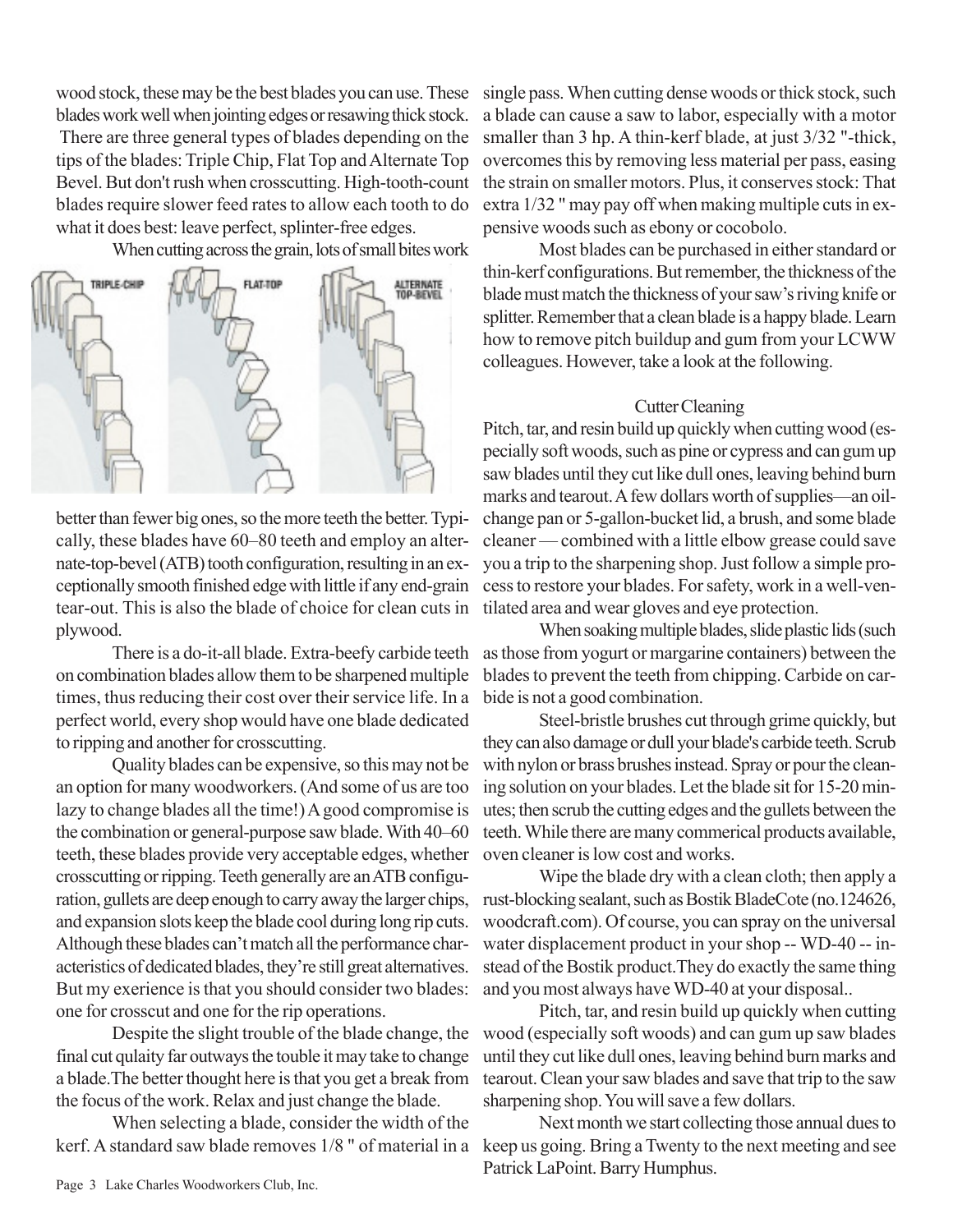wood stock, these may be the best blades you can use. These blades work well when jointing edges or resawing thick stock. There are three general types of blades depending on the tips of the blades: Triple Chip, Flat Top and Alternate Top Bevel. But don't rush when crosscutting. High-tooth-count blades require slower feed rates to allow each tooth to do what it does best: leave perfect, splinter-free edges.

When cutting across the grain, lots of small bites work better than fewer big ones, so the more teeth the better. Typically, these blades have 60–80 teeth and employ an alternate-top-bevel (ATB) tooth configuration, resulting in an exceptionally smooth finished edge with little if any end-grain tear-out. This is also the blade of choice for clean cuts in plywood.

There is a do-it-all blade. Extra-beefy carbide teeth on combination blades allow them to be sharpened multiple times, thus reducing their cost over their service life. In a perfect world, every shop would have one blade dedicated to ripping and another for crosscutting.

Quality blades can be expensive, so this may not be an option for many woodworkers. (And some of us are too lazy to change blades all the time!) A good compromise is the combination or general-purpose saw blade. With 40–60 teeth, these blades provide very acceptable edges, whether crosscutting or ripping. Teeth generally are an ATB configuration, gullets are deep enough to carry away the larger chips, and expansion slots keep the blade cool during long rip cuts. Although these blades can't match all the performance characteristics of dedicated blades, they're still great alternatives. But my exerience is that you should consider two blades: one for crosscut and one for the rip operations.

Despite the slight trouble of the blade change, the final cut qulaity far outways the touble it may take to change a blade. The better thought here is that you get a break from the focus of the work. Relax and just change the blade.

When selecting a blade, consider the width of the kerf. A standard saw blade removes 1/8 " of material in a single pass. When cutting dense woods or thick stock, such a blade can cause a saw to labor, especially with a motor smaller than 3 hp. A thin-kerf blade, at just 3/32 "-thick, overcomes this by removing less material per pass, easing the strain on smaller motors. Plus, it conserves stock: That extra 1/32 " may pay off when making multiple cuts in expensive woods such as ebony or cocobolo.

Most blades can be purchased in either standard or thin-kerf configurations. But remember, the thickness of the blade must match the thickness of your saw's riving knife or splitter. Remember that a clean blade is a happy blade. Learn how to remove pitch buildup and gum from your LCWW colleagues. However, take a look at the following.

### Cutter Cleaning

Pitch, tar, and resin build up quickly when cutting wood (especially soft woods, such as pine or cypress and can gum up saw blades until they cut like dull ones, leaving behind burn marks and tearout. A few dollars worth of supplies—an oil-change pan or 5-gallon-bucket lid, a brush, and some blade cleaner — combined with a little elbow grease could save you a trip to the sharpening shop. Just follow a simple process to restore your blades. For safety, work in a well-ventilated area and wear gloves and eye protection.

When soaking multiple blades, slide plastic lids (such as those from yogurt or margarine containers) between the blades to prevent the teeth from chipping. Carbide on carbide is not a good combination.

Steel-bristle brushes cut through grime quickly, but they can also damage or dull your blade's carbide teeth. Scrub with nylon or brass brushes instead. Spray or pour the cleaning solution on your blades. Let the blade sit for 15-20 minutes; then scrub the cutting edges and the gullets between the teeth. While there are many commerical products available, oven cleaner is low cost and works.

Wipe the blade dry with a clean cloth; then apply a rust-blocking sealant, such as Bostik BladeCote (no.124626, woodcraft.com). Of course, you can spray on the universal water displacement product in your shop -- WD-40 -- instead of the Bostik product.They do exactly the same thing and you most always have WD-40 at your disposal..

Pitch, tar, and resin build up quickly when cutting wood (especially soft woods) and can gum up saw blades until they cut like dull ones, leaving behind burn marks and tearout. Clean your saw blades and save that trip to the saw sharpening shop. You will save a few dollars.

Next month we start collecting those annual dues to keep us going. Bring a Twenty to the next meeting and see Patrick LaPoint. Barry Humphus.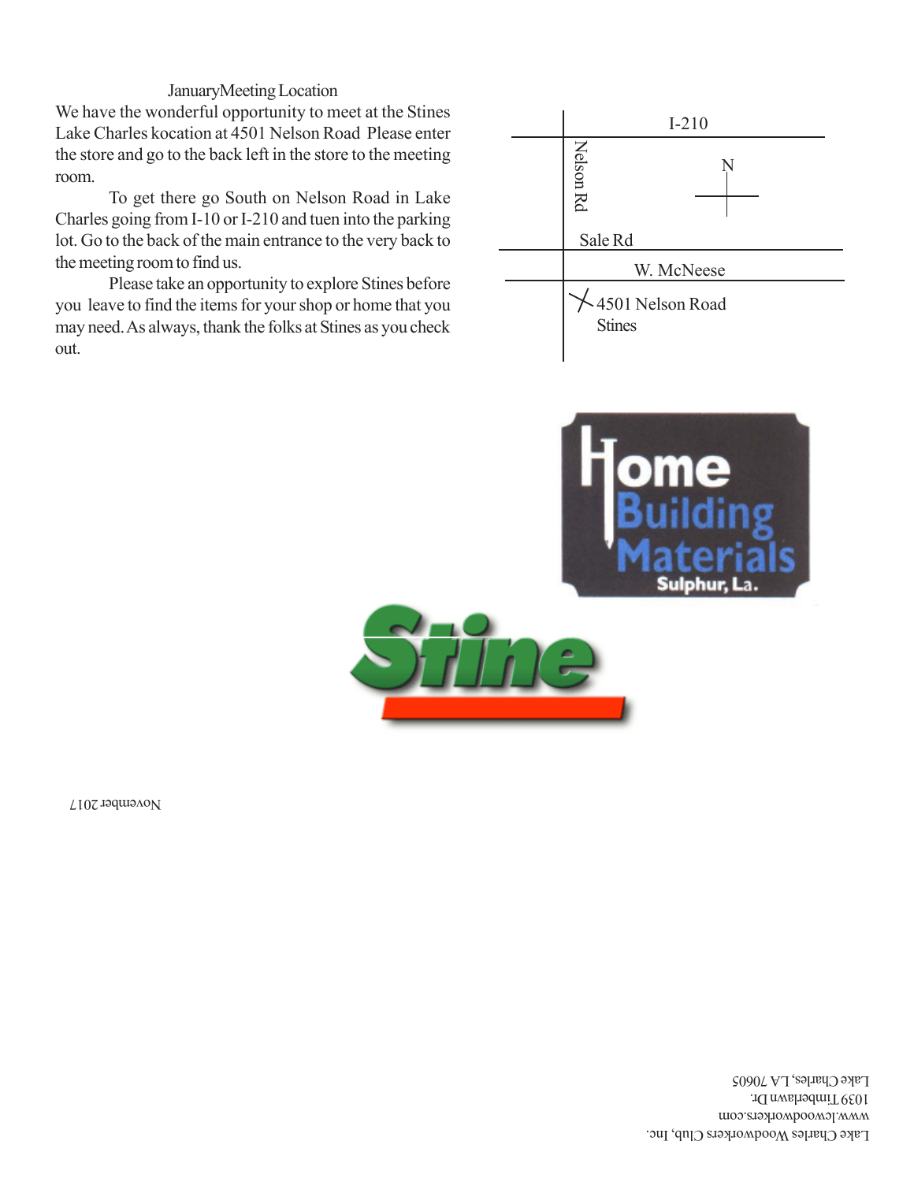JanuaryMeeting Location

We have the wonderful opportunity to meet at the Stines Lake Charles kocation at 4501 Nelson Road Please enter the store and go to the back left in the store to the meeting room.

To get there go South on Nelson Road in Lake Charles going from I-10 or I-210 and tuen into the parking lot. Go to the back of the main entrance to the very back to the meeting room to find us.

Please take an opportunity to explore Stines before you leave to find the items for your shop or home that you may need. As always, thank the folks at Stines as you check out.

I-210

Nelson Rd

N

Sale Rd

W. McNeese

4501 Nelson Road
Stines

Home Building Materials
Sulphur, La.

Stine

November 2017

Lake Charles Woodworkers Club, Inc.
www.lcwoodworkers.com
1039 Timberlawn Dr.
Lake Charles, LA 70605